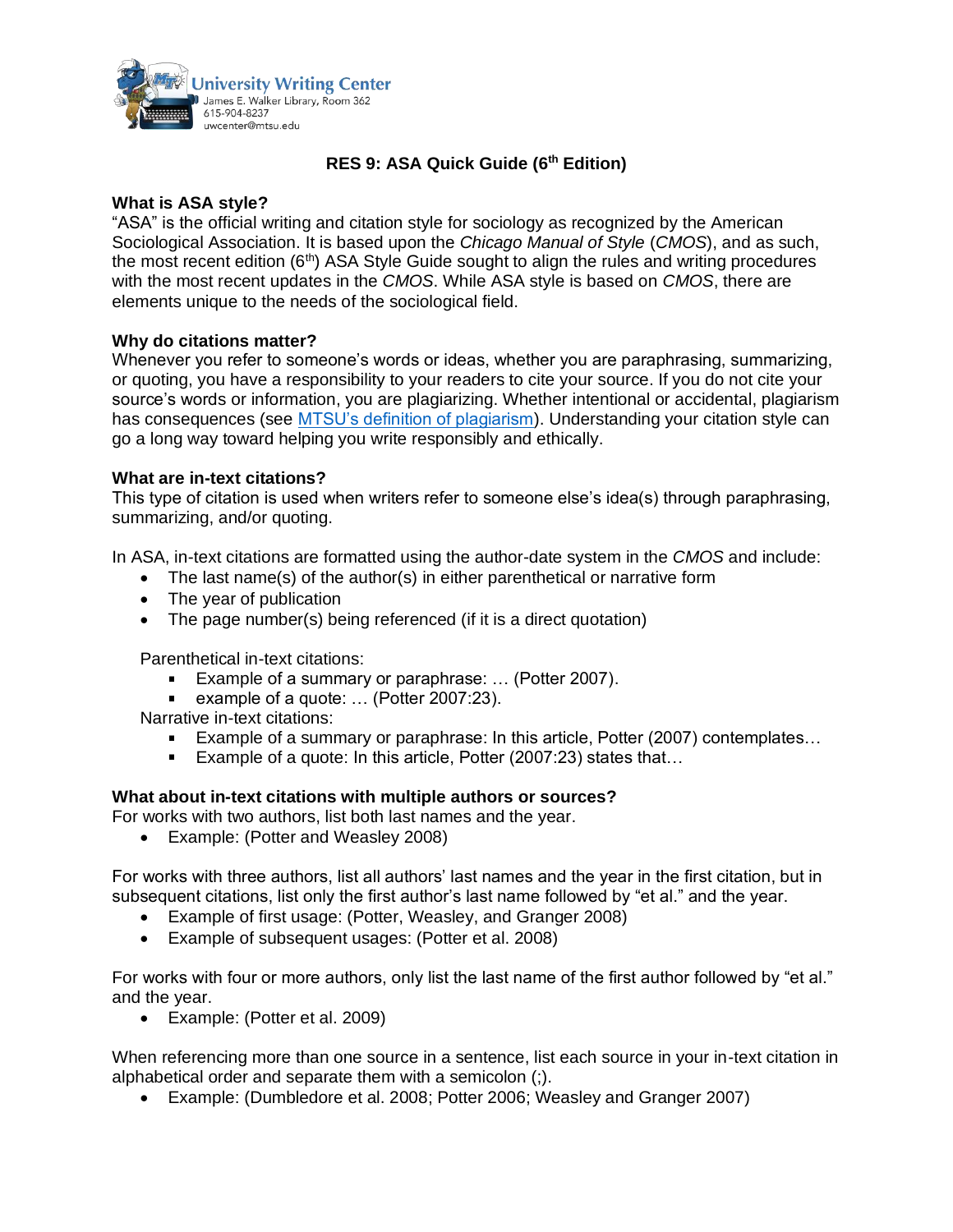University Writing Center
James E. Walker Library, Room 362
615-904-8237
uwcenter@mtsu.edu

# RES 9: ASA Quick Guide (6th Edition)

**What is ASA style?**

"ASA" is the official writing and citation style for sociology as recognized by the American Sociological Association. It is based upon the *Chicago Manual of Style* (*CMOS*), and as such, the most recent edition (6th) ASA Style Guide sought to align the rules and writing procedures with the most recent updates in the *CMOS*. While ASA style is based on *CMOS*, there are elements unique to the needs of the sociological field.

**Why do citations matter?**

Whenever you refer to someone's words or ideas, whether you are paraphrasing, summarizing, or quoting, you have a responsibility to your readers to cite your source. If you do not cite your source's words or information, you are plagiarizing. Whether intentional or accidental, plagiarism has consequences (see MTSU's definition of plagiarism). Understanding your citation style can go a long way toward helping you write responsibly and ethically.

**What are in-text citations?**

This type of citation is used when writers refer to someone else's idea(s) through paraphrasing, summarizing, and/or quoting.

In ASA, in-text citations are formatted using the author-date system in the *CMOS* and include:

- The last name(s) of the author(s) in either parenthetical or narrative form
- The year of publication
- The page number(s) being referenced (if it is a direct quotation)

Parenthetical in-text citations:

- Example of a summary or paraphrase: … (Potter 2007).
- example of a quote: … (Potter 2007:23).

Narrative in-text citations:

- Example of a summary or paraphrase: In this article, Potter (2007) contemplates…
- Example of a quote: In this article, Potter (2007:23) states that…

**What about in-text citations with multiple authors or sources?**

For works with two authors, list both last names and the year.

- Example: (Potter and Weasley 2008)

For works with three authors, list all authors' last names and the year in the first citation, but in subsequent citations, list only the first author's last name followed by "et al." and the year.

- Example of first usage: (Potter, Weasley, and Granger 2008)
- Example of subsequent usages: (Potter et al. 2008)

For works with four or more authors, only list the last name of the first author followed by "et al." and the year.

- Example: (Potter et al. 2009)

When referencing more than one source in a sentence, list each source in your in-text citation in alphabetical order and separate them with a semicolon (;).

- Example: (Dumbledore et al. 2008; Potter 2006; Weasley and Granger 2007)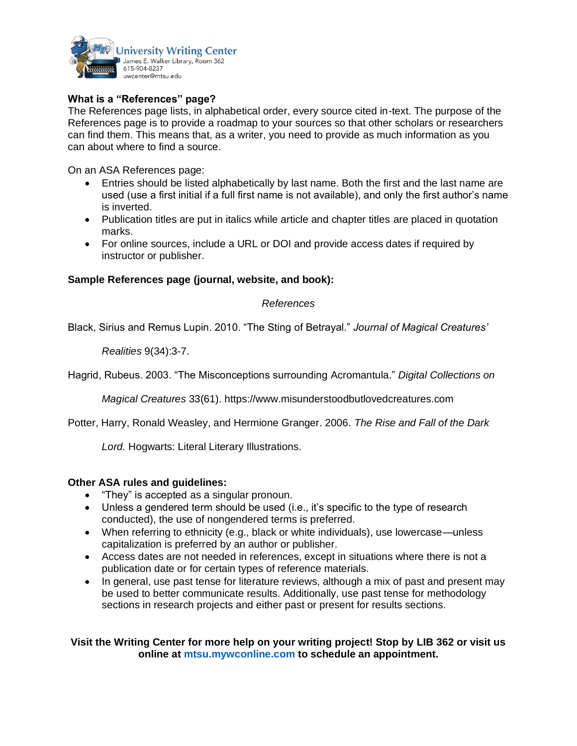University Writing Center
James E. Walker Library, Room 362
615-904-8237
uwcenter@mtsu.edu

**What is a "References" page?**

The References page lists, in alphabetical order, every source cited in-text. The purpose of the References page is to provide a roadmap to your sources so that other scholars or researchers can find them. This means that, as a writer, you need to provide as much information as you can about where to find a source.

On an ASA References page:

- Entries should be listed alphabetically by last name. Both the first and the last name are used (use a first initial if a full first name is not available), and only the first author's name is inverted.
- Publication titles are put in italics while article and chapter titles are placed in quotation marks.
- For online sources, include a URL or DOI and provide access dates if required by instructor or publisher.

**Sample References page (journal, website, and book):**

*References*

Black, Sirius and Remus Lupin. 2010. "The Sting of Betrayal." *Journal of Magical Creatures' Realities* 9(34):3-7.

Hagrid, Rubeus. 2003. "The Misconceptions surrounding Acromantula." *Digital Collections on Magical Creatures* 33(61). https://www.misunderstoodbutlovedcreatures.com

Potter, Harry, Ronald Weasley, and Hermione Granger. 2006. *The Rise and Fall of the Dark Lord.* Hogwarts: Literal Literary Illustrations.

**Other ASA rules and guidelines:**

- "They" is accepted as a singular pronoun.
- Unless a gendered term should be used (i.e., it's specific to the type of research conducted), the use of nongendered terms is preferred.
- When referring to ethnicity (e.g., black or white individuals), use lowercase—unless capitalization is preferred by an author or publisher.
- Access dates are not needed in references, except in situations where there is not a publication date or for certain types of reference materials.
- In general, use past tense for literature reviews, although a mix of past and present may be used to better communicate results. Additionally, use past tense for methodology sections in research projects and either past or present for results sections.

**Visit the Writing Center for more help on your writing project! Stop by LIB 362 or visit us online at mtsu.mywconline.com to schedule an appointment.**